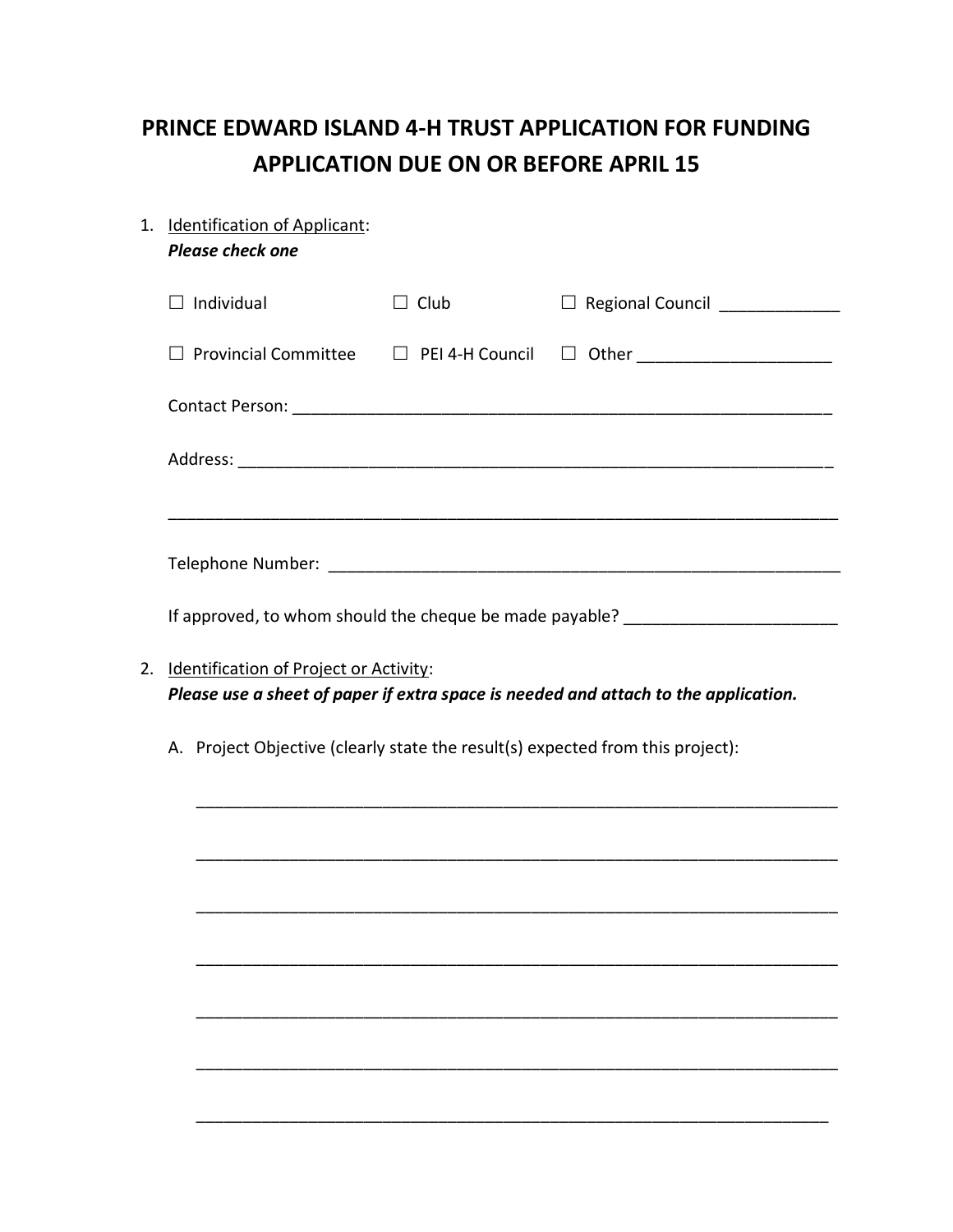# PRINCE EDWARD ISLAND 4-H TRUST APPLICATION FOR FUNDING
## APPLICATION DUE ON OR BEFORE APRIL 15

1. Identification of Applicant:
   ***Please check one***

   ☐ Individual ☐ Club ☐ Regional Council _____________

   ☐ Provincial Committee ☐ PEI 4-H Council ☐ Other _____________________

   Contact Person: ____________________________________________________________

   Address: __________________________________________________________________

   ___________________________________________________________________________

   Telephone Number: __________________________________________________________

   If approved, to whom should the cheque be made payable? _______________________

2. Identification of Project or Activity:
   ***Please use a sheet of paper if extra space is needed and attach to the application.***

   A. Project Objective (clearly state the result(s) expected from this project):

   ______________________________________________________________________

   ______________________________________________________________________

   ______________________________________________________________________

   ______________________________________________________________________

   ______________________________________________________________________

   ______________________________________________________________________

   ______________________________________________________________________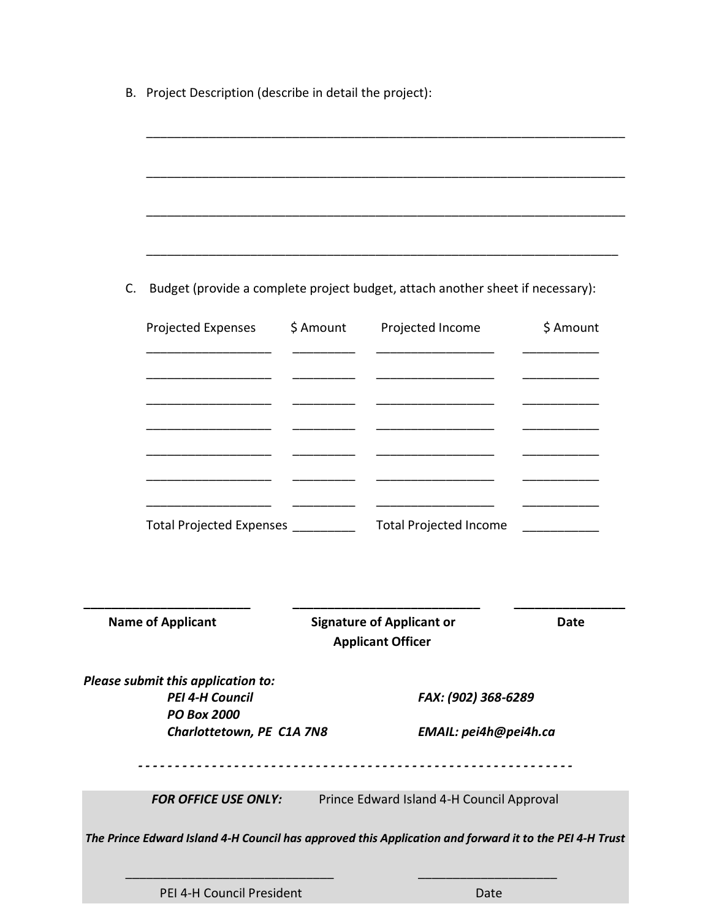B. Project Description (describe in detail the project):

\_\_\_\_\_\_\_\_\_\_\_\_\_\_\_\_\_\_\_\_\_\_\_\_\_\_\_\_\_\_\_\_\_\_\_\_\_\_\_\_\_\_\_\_\_\_\_\_\_\_\_\_\_\_\_\_\_\_\_\_\_\_\_\_\_\_\_\_

\_\_\_\_\_\_\_\_\_\_\_\_\_\_\_\_\_\_\_\_\_\_\_\_\_\_\_\_\_\_\_\_\_\_\_\_\_\_\_\_\_\_\_\_\_\_\_\_\_\_\_\_\_\_\_\_\_\_\_\_\_\_\_\_\_\_\_\_

\_\_\_\_\_\_\_\_\_\_\_\_\_\_\_\_\_\_\_\_\_\_\_\_\_\_\_\_\_\_\_\_\_\_\_\_\_\_\_\_\_\_\_\_\_\_\_\_\_\_\_\_\_\_\_\_\_\_\_\_\_\_\_\_\_\_\_\_

\_\_\_\_\_\_\_\_\_\_\_\_\_\_\_\_\_\_\_\_\_\_\_\_\_\_\_\_\_\_\_\_\_\_\_\_\_\_\_\_\_\_\_\_\_\_\_\_\_\_\_\_\_\_\_\_\_\_\_\_\_\_\_\_\_\_\_\_

C. Budget (provide a complete project budget, attach another sheet if necessary):

| Projected Expenses | $ Amount | Projected Income | $ Amount |
|---|---|---|---|
| | | | |
| | | | |
| | | | |
| | | | |
| | | | |
| | | | |
| | | | |
| Total Projected Expenses | | Total Projected Income | |

| | | |
|---|---|---|
| **Name of Applicant** | **Signature of Applicant or Applicant Officer** | **Date** |

***Please submit this application to:***

***PEI 4-H Council***
***PO Box 2000***
***Charlottetown, PE C1A 7N8***

***FAX: (902) 368-6289***

***EMAIL: pei4h@pei4h.ca***

- - - - - - - - - - - - - - - - - - - - - - - - - - - - - - - - - - - - - - - - - - - - - - - - - - - - - - - - -

***FOR OFFICE USE ONLY:*** Prince Edward Island 4-H Council Approval

***The Prince Edward Island 4-H Council has approved this Application and forward it to the PEI 4-H Trust***

| | |
|---|---|
| PEI 4-H Council President | Date |